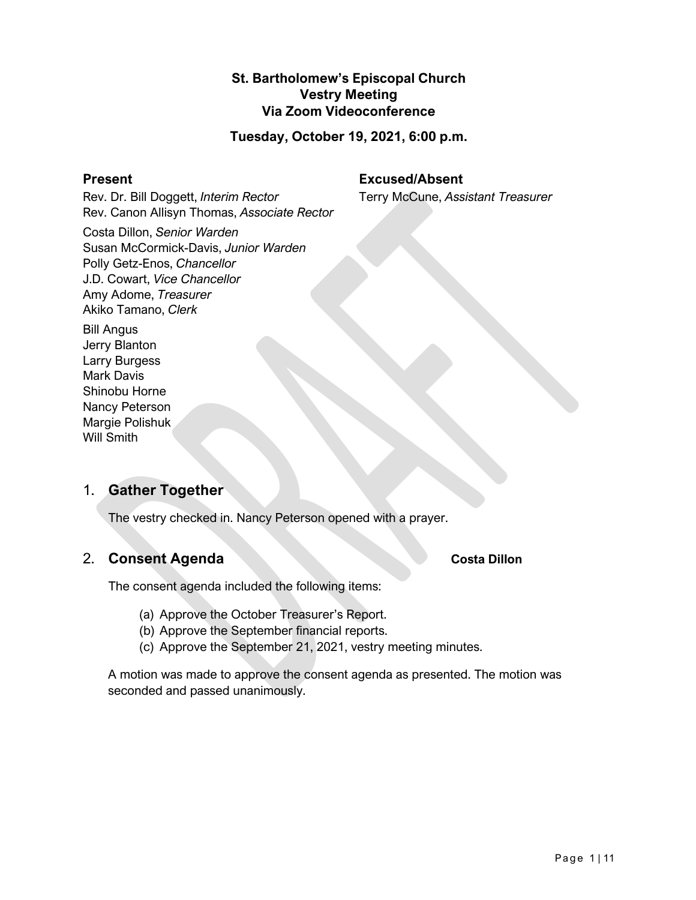# St. Bartholomew's Episcopal Church
# Vestry Meeting
# Via Zoom Videoconference

## Tuesday, October 19, 2021, 6:00 p.m.

### Present

Rev. Dr. Bill Doggett, *Interim Rector*
Rev. Canon Allisyn Thomas, *Associate Rector*

Costa Dillon, *Senior Warden*
Susan McCormick-Davis, *Junior Warden*
Polly Getz-Enos, *Chancellor*
J.D. Cowart, *Vice Chancellor*
Amy Adome, *Treasurer*
Akiko Tamano, *Clerk*

Bill Angus
Jerry Blanton
Larry Burgess
Mark Davis
Shinobu Horne
Nancy Peterson
Margie Polishuk
Will Smith

### Excused/Absent

Terry McCune, *Assistant Treasurer*

## 1. Gather Together

The vestry checked in. Nancy Peterson opened with a prayer.

## 2. Consent Agenda **Costa Dillon**

The consent agenda included the following items:

(a) Approve the October Treasurer's Report.
(b) Approve the September financial reports.
(c) Approve the September 21, 2021, vestry meeting minutes.

A motion was made to approve the consent agenda as presented. The motion was seconded and passed unanimously.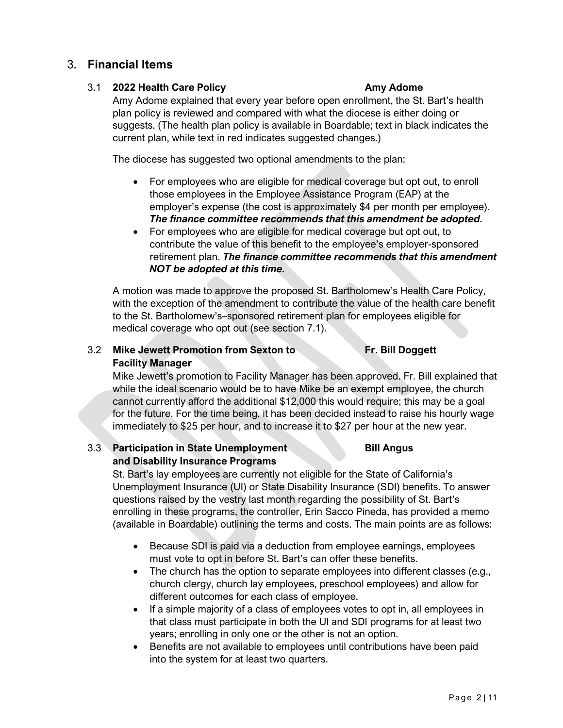## 3. **Financial Items**

### 3.1 **2022 Health Care Policy** **Amy Adome**

Amy Adome explained that every year before open enrollment, the St. Bart's health plan policy is reviewed and compared with what the diocese is either doing or suggests. (The health plan policy is available in Boardable; text in black indicates the current plan, while text in red indicates suggested changes.)

The diocese has suggested two optional amendments to the plan:

- For employees who are eligible for medical coverage but opt out, to enroll those employees in the Employee Assistance Program (EAP) at the employer's expense (the cost is approximately $4 per month per employee). ***The finance committee recommends that this amendment be adopted.***
- For employees who are eligible for medical coverage but opt out, to contribute the value of this benefit to the employee's employer-sponsored retirement plan. ***The finance committee recommends that this amendment NOT be adopted at this time.***

A motion was made to approve the proposed St. Bartholomew's Health Care Policy, with the exception of the amendment to contribute the value of the health care benefit to the St. Bartholomew's–sponsored retirement plan for employees eligible for medical coverage who opt out (see section 7.1).

### 3.2 **Mike Jewett Promotion from Sexton to Facility Manager** **Fr. Bill Doggett**

Mike Jewett's promotion to Facility Manager has been approved. Fr. Bill explained that while the ideal scenario would be to have Mike be an exempt employee, the church cannot currently afford the additional $12,000 this would require; this may be a goal for the future. For the time being, it has been decided instead to raise his hourly wage immediately to $25 per hour, and to increase it to $27 per hour at the new year.

### 3.3 **Participation in State Unemployment and Disability Insurance Programs** **Bill Angus**

St. Bart's lay employees are currently not eligible for the State of California's Unemployment Insurance (UI) or State Disability Insurance (SDI) benefits. To answer questions raised by the vestry last month regarding the possibility of St. Bart's enrolling in these programs, the controller, Erin Sacco Pineda, has provided a memo (available in Boardable) outlining the terms and costs. The main points are as follows:

- Because SDI is paid via a deduction from employee earnings, employees must vote to opt in before St. Bart's can offer these benefits.
- The church has the option to separate employees into different classes (e.g., church clergy, church lay employees, preschool employees) and allow for different outcomes for each class of employee.
- If a simple majority of a class of employees votes to opt in, all employees in that class must participate in both the UI and SDI programs for at least two years; enrolling in only one or the other is not an option.
- Benefits are not available to employees until contributions have been paid into the system for at least two quarters.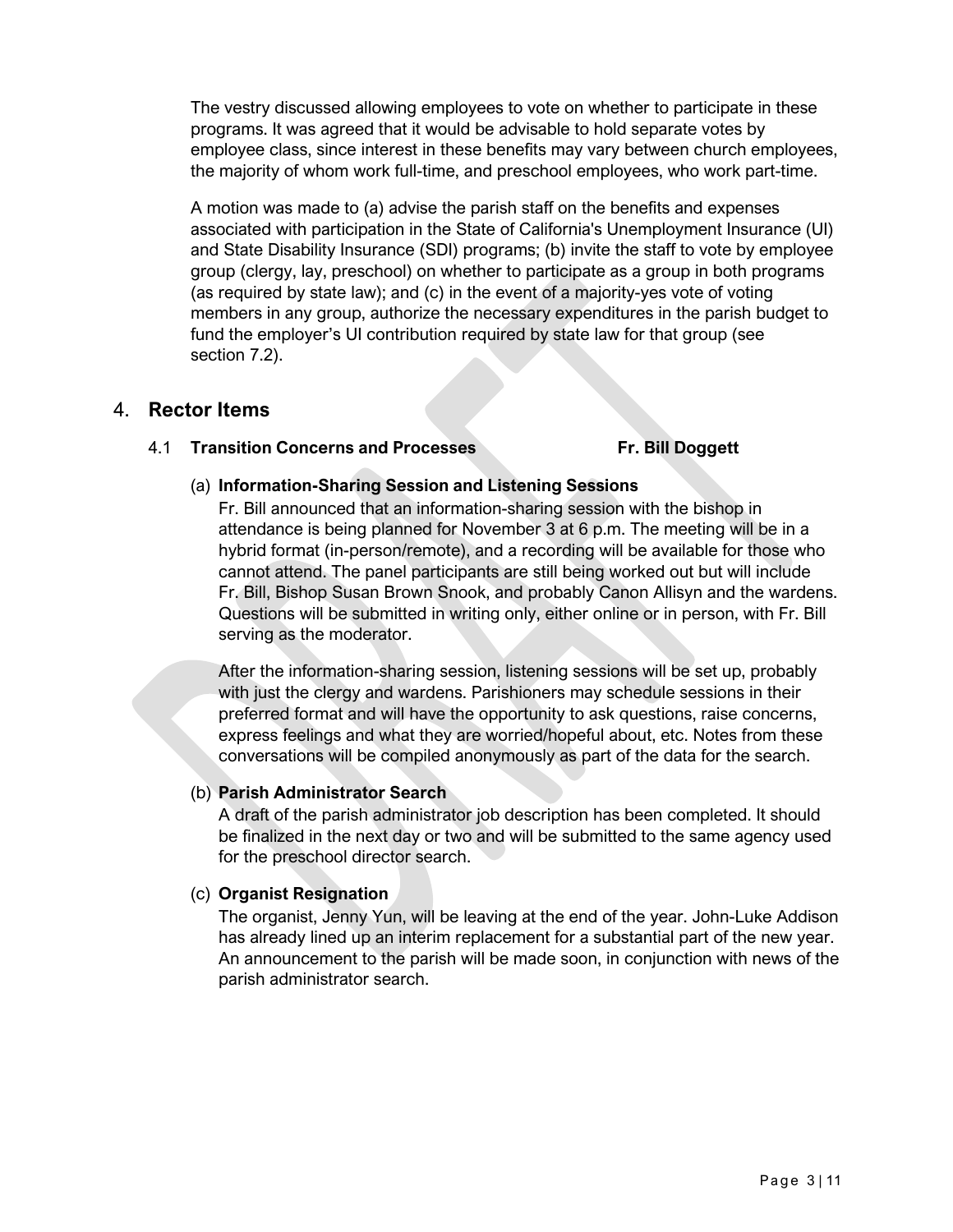The vestry discussed allowing employees to vote on whether to participate in these programs. It was agreed that it would be advisable to hold separate votes by employee class, since interest in these benefits may vary between church employees, the majority of whom work full-time, and preschool employees, who work part-time.

A motion was made to (a) advise the parish staff on the benefits and expenses associated with participation in the State of California's Unemployment Insurance (UI) and State Disability Insurance (SDI) programs; (b) invite the staff to vote by employee group (clergy, lay, preschool) on whether to participate as a group in both programs (as required by state law); and (c) in the event of a majority-yes vote of voting members in any group, authorize the necessary expenditures in the parish budget to fund the employer's UI contribution required by state law for that group (see section 7.2).

## 4. Rector Items

### 4.1 Transition Concerns and Processes — Fr. Bill Doggett

**(a) Information-Sharing Session and Listening Sessions**

Fr. Bill announced that an information-sharing session with the bishop in attendance is being planned for November 3 at 6 p.m. The meeting will be in a hybrid format (in-person/remote), and a recording will be available for those who cannot attend. The panel participants are still being worked out but will include Fr. Bill, Bishop Susan Brown Snook, and probably Canon Allisyn and the wardens. Questions will be submitted in writing only, either online or in person, with Fr. Bill serving as the moderator.

After the information-sharing session, listening sessions will be set up, probably with just the clergy and wardens. Parishioners may schedule sessions in their preferred format and will have the opportunity to ask questions, raise concerns, express feelings and what they are worried/hopeful about, etc. Notes from these conversations will be compiled anonymously as part of the data for the search.

**(b) Parish Administrator Search**

A draft of the parish administrator job description has been completed. It should be finalized in the next day or two and will be submitted to the same agency used for the preschool director search.

**(c) Organist Resignation**

The organist, Jenny Yun, will be leaving at the end of the year. John-Luke Addison has already lined up an interim replacement for a substantial part of the new year. An announcement to the parish will be made soon, in conjunction with news of the parish administrator search.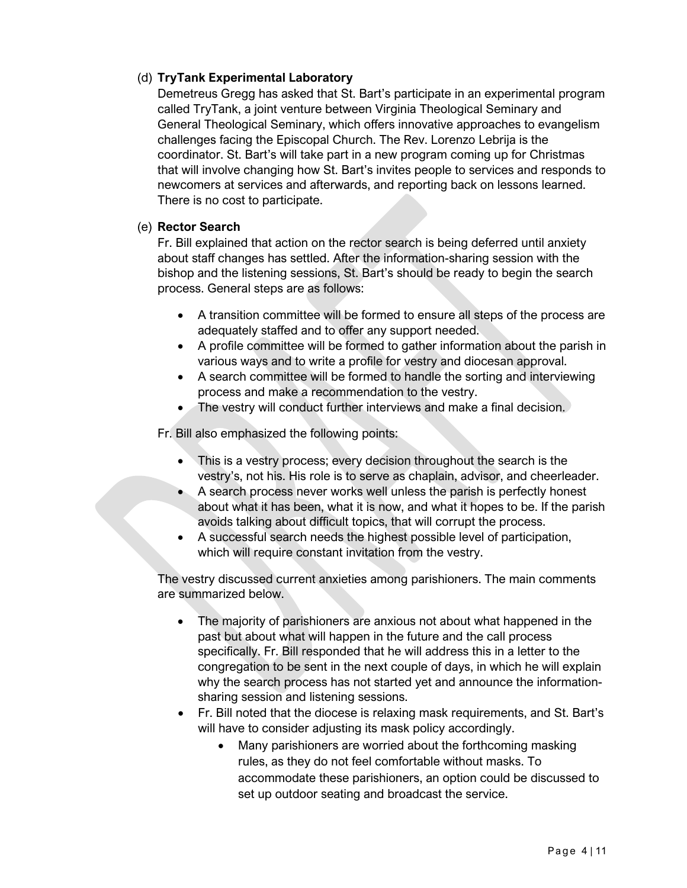(d) **TryTank Experimental Laboratory**

Demetreus Gregg has asked that St. Bart's participate in an experimental program called TryTank, a joint venture between Virginia Theological Seminary and General Theological Seminary, which offers innovative approaches to evangelism challenges facing the Episcopal Church. The Rev. Lorenzo Lebrija is the coordinator. St. Bart's will take part in a new program coming up for Christmas that will involve changing how St. Bart's invites people to services and responds to newcomers at services and afterwards, and reporting back on lessons learned. There is no cost to participate.

(e) **Rector Search**

Fr. Bill explained that action on the rector search is being deferred until anxiety about staff changes has settled. After the information-sharing session with the bishop and the listening sessions, St. Bart's should be ready to begin the search process. General steps are as follows:

- A transition committee will be formed to ensure all steps of the process are adequately staffed and to offer any support needed.
- A profile committee will be formed to gather information about the parish in various ways and to write a profile for vestry and diocesan approval.
- A search committee will be formed to handle the sorting and interviewing process and make a recommendation to the vestry.
- The vestry will conduct further interviews and make a final decision.

Fr. Bill also emphasized the following points:

- This is a vestry process; every decision throughout the search is the vestry's, not his. His role is to serve as chaplain, advisor, and cheerleader.
- A search process never works well unless the parish is perfectly honest about what it has been, what it is now, and what it hopes to be. If the parish avoids talking about difficult topics, that will corrupt the process.
- A successful search needs the highest possible level of participation, which will require constant invitation from the vestry.

The vestry discussed current anxieties among parishioners. The main comments are summarized below.

- The majority of parishioners are anxious not about what happened in the past but about what will happen in the future and the call process specifically. Fr. Bill responded that he will address this in a letter to the congregation to be sent in the next couple of days, in which he will explain why the search process has not started yet and announce the information-sharing session and listening sessions.
- Fr. Bill noted that the diocese is relaxing mask requirements, and St. Bart's will have to consider adjusting its mask policy accordingly.
    - Many parishioners are worried about the forthcoming masking rules, as they do not feel comfortable without masks. To accommodate these parishioners, an option could be discussed to set up outdoor seating and broadcast the service.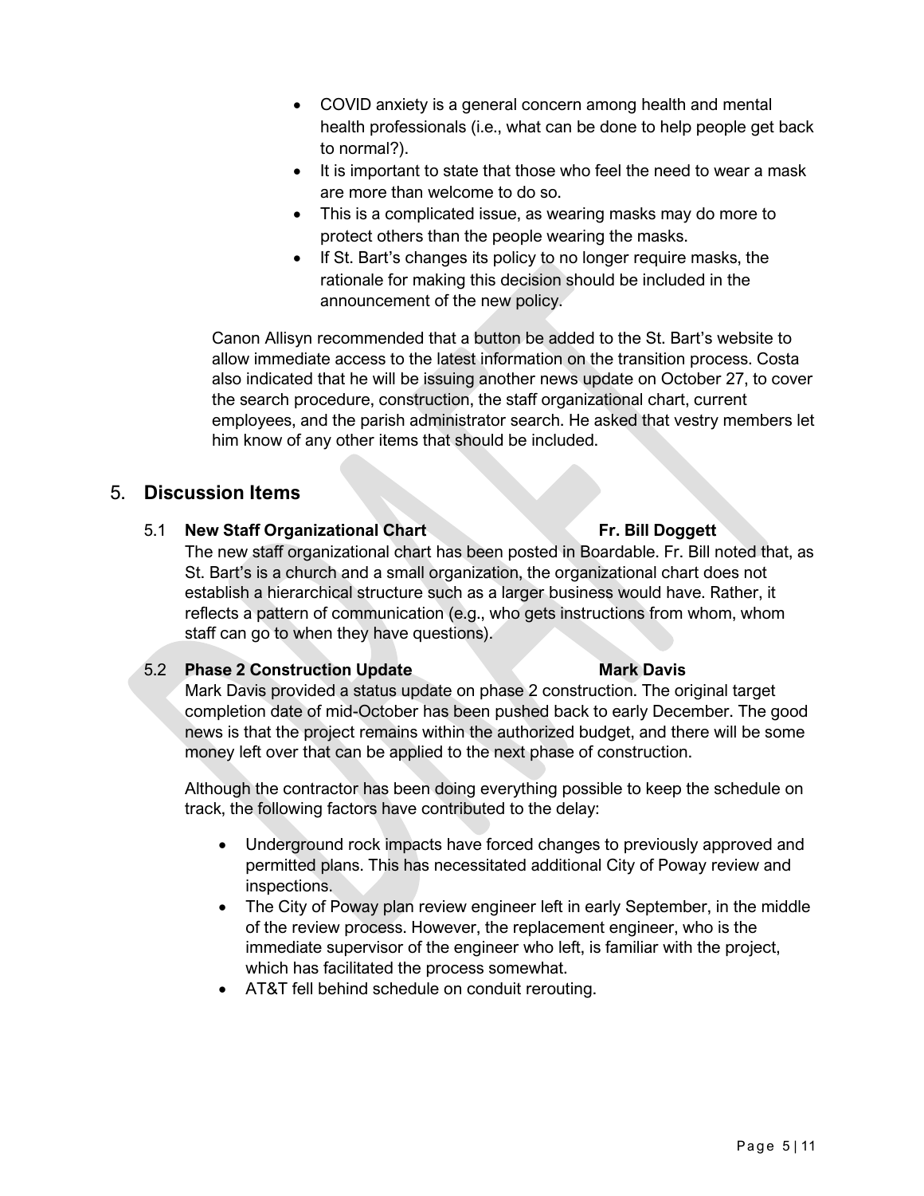- COVID anxiety is a general concern among health and mental health professionals (i.e., what can be done to help people get back to normal?).
- It is important to state that those who feel the need to wear a mask are more than welcome to do so.
- This is a complicated issue, as wearing masks may do more to protect others than the people wearing the masks.
- If St. Bart's changes its policy to no longer require masks, the rationale for making this decision should be included in the announcement of the new policy.

Canon Allisyn recommended that a button be added to the St. Bart's website to allow immediate access to the latest information on the transition process. Costa also indicated that he will be issuing another news update on October 27, to cover the search procedure, construction, the staff organizational chart, current employees, and the parish administrator search. He asked that vestry members let him know of any other items that should be included.

## 5. Discussion Items

### 5.1 New Staff Organizational Chart — Fr. Bill Doggett

The new staff organizational chart has been posted in Boardable. Fr. Bill noted that, as St. Bart's is a church and a small organization, the organizational chart does not establish a hierarchical structure such as a larger business would have. Rather, it reflects a pattern of communication (e.g., who gets instructions from whom, whom staff can go to when they have questions).

### 5.2 Phase 2 Construction Update — Mark Davis

Mark Davis provided a status update on phase 2 construction. The original target completion date of mid-October has been pushed back to early December. The good news is that the project remains within the authorized budget, and there will be some money left over that can be applied to the next phase of construction.

Although the contractor has been doing everything possible to keep the schedule on track, the following factors have contributed to the delay:

- Underground rock impacts have forced changes to previously approved and permitted plans. This has necessitated additional City of Poway review and inspections.
- The City of Poway plan review engineer left in early September, in the middle of the review process. However, the replacement engineer, who is the immediate supervisor of the engineer who left, is familiar with the project, which has facilitated the process somewhat.
- AT&T fell behind schedule on conduit rerouting.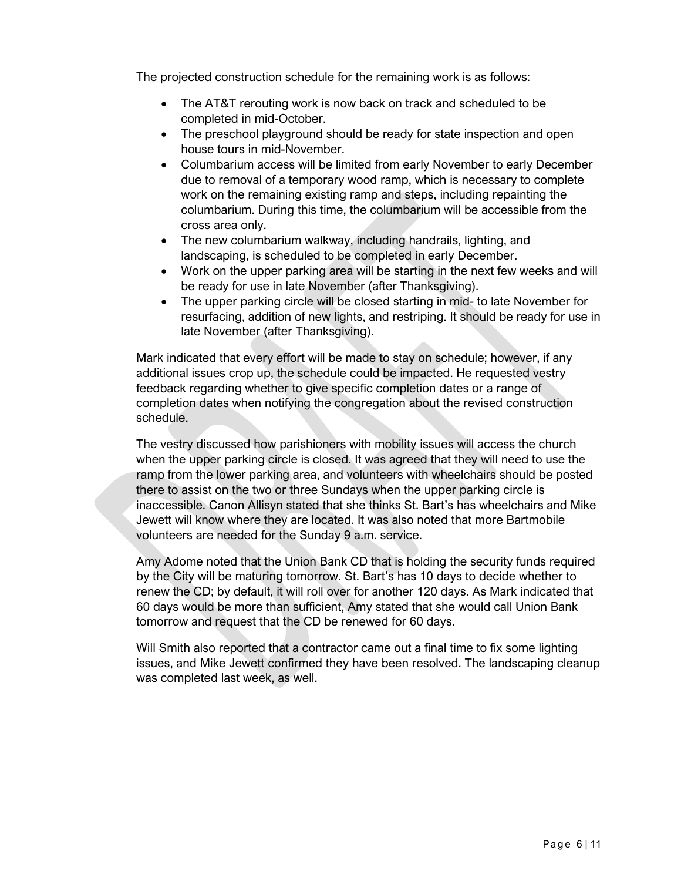The projected construction schedule for the remaining work is as follows:

- The AT&T rerouting work is now back on track and scheduled to be completed in mid-October.
- The preschool playground should be ready for state inspection and open house tours in mid-November.
- Columbarium access will be limited from early November to early December due to removal of a temporary wood ramp, which is necessary to complete work on the remaining existing ramp and steps, including repainting the columbarium. During this time, the columbarium will be accessible from the cross area only.
- The new columbarium walkway, including handrails, lighting, and landscaping, is scheduled to be completed in early December.
- Work on the upper parking area will be starting in the next few weeks and will be ready for use in late November (after Thanksgiving).
- The upper parking circle will be closed starting in mid- to late November for resurfacing, addition of new lights, and restriping. It should be ready for use in late November (after Thanksgiving).

Mark indicated that every effort will be made to stay on schedule; however, if any additional issues crop up, the schedule could be impacted. He requested vestry feedback regarding whether to give specific completion dates or a range of completion dates when notifying the congregation about the revised construction schedule.

The vestry discussed how parishioners with mobility issues will access the church when the upper parking circle is closed. It was agreed that they will need to use the ramp from the lower parking area, and volunteers with wheelchairs should be posted there to assist on the two or three Sundays when the upper parking circle is inaccessible. Canon Allisyn stated that she thinks St. Bart's has wheelchairs and Mike Jewett will know where they are located. It was also noted that more Bartmobile volunteers are needed for the Sunday 9 a.m. service.

Amy Adome noted that the Union Bank CD that is holding the security funds required by the City will be maturing tomorrow. St. Bart's has 10 days to decide whether to renew the CD; by default, it will roll over for another 120 days. As Mark indicated that 60 days would be more than sufficient, Amy stated that she would call Union Bank tomorrow and request that the CD be renewed for 60 days.

Will Smith also reported that a contractor came out a final time to fix some lighting issues, and Mike Jewett confirmed they have been resolved. The landscaping cleanup was completed last week, as well.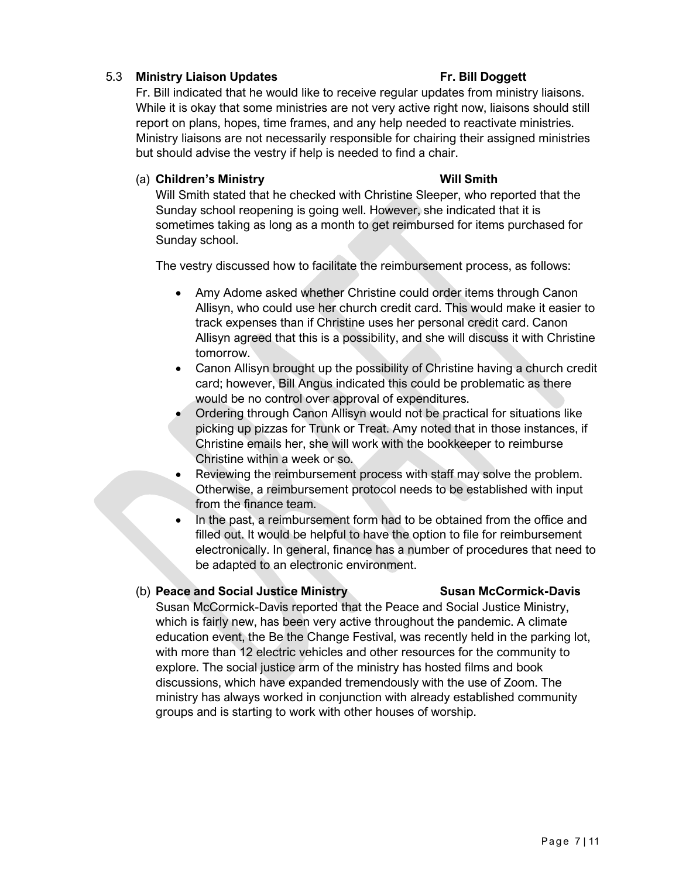### 5.3 Ministry Liaison Updates — Fr. Bill Doggett

Fr. Bill indicated that he would like to receive regular updates from ministry liaisons. While it is okay that some ministries are not very active right now, liaisons should still report on plans, hopes, time frames, and any help needed to reactivate ministries. Ministry liaisons are not necessarily responsible for chairing their assigned ministries but should advise the vestry if help is needed to find a chair.

#### (a) Children's Ministry — Will Smith

Will Smith stated that he checked with Christine Sleeper, who reported that the Sunday school reopening is going well. However, she indicated that it is sometimes taking as long as a month to get reimbursed for items purchased for Sunday school.

The vestry discussed how to facilitate the reimbursement process, as follows:

- Amy Adome asked whether Christine could order items through Canon Allisyn, who could use her church credit card. This would make it easier to track expenses than if Christine uses her personal credit card. Canon Allisyn agreed that this is a possibility, and she will discuss it with Christine tomorrow.
- Canon Allisyn brought up the possibility of Christine having a church credit card; however, Bill Angus indicated this could be problematic as there would be no control over approval of expenditures.
- Ordering through Canon Allisyn would not be practical for situations like picking up pizzas for Trunk or Treat. Amy noted that in those instances, if Christine emails her, she will work with the bookkeeper to reimburse Christine within a week or so.
- Reviewing the reimbursement process with staff may solve the problem. Otherwise, a reimbursement protocol needs to be established with input from the finance team.
- In the past, a reimbursement form had to be obtained from the office and filled out. It would be helpful to have the option to file for reimbursement electronically. In general, finance has a number of procedures that need to be adapted to an electronic environment.

#### (b) Peace and Social Justice Ministry — Susan McCormick-Davis

Susan McCormick-Davis reported that the Peace and Social Justice Ministry, which is fairly new, has been very active throughout the pandemic. A climate education event, the Be the Change Festival, was recently held in the parking lot, with more than 12 electric vehicles and other resources for the community to explore. The social justice arm of the ministry has hosted films and book discussions, which have expanded tremendously with the use of Zoom. The ministry has always worked in conjunction with already established community groups and is starting to work with other houses of worship.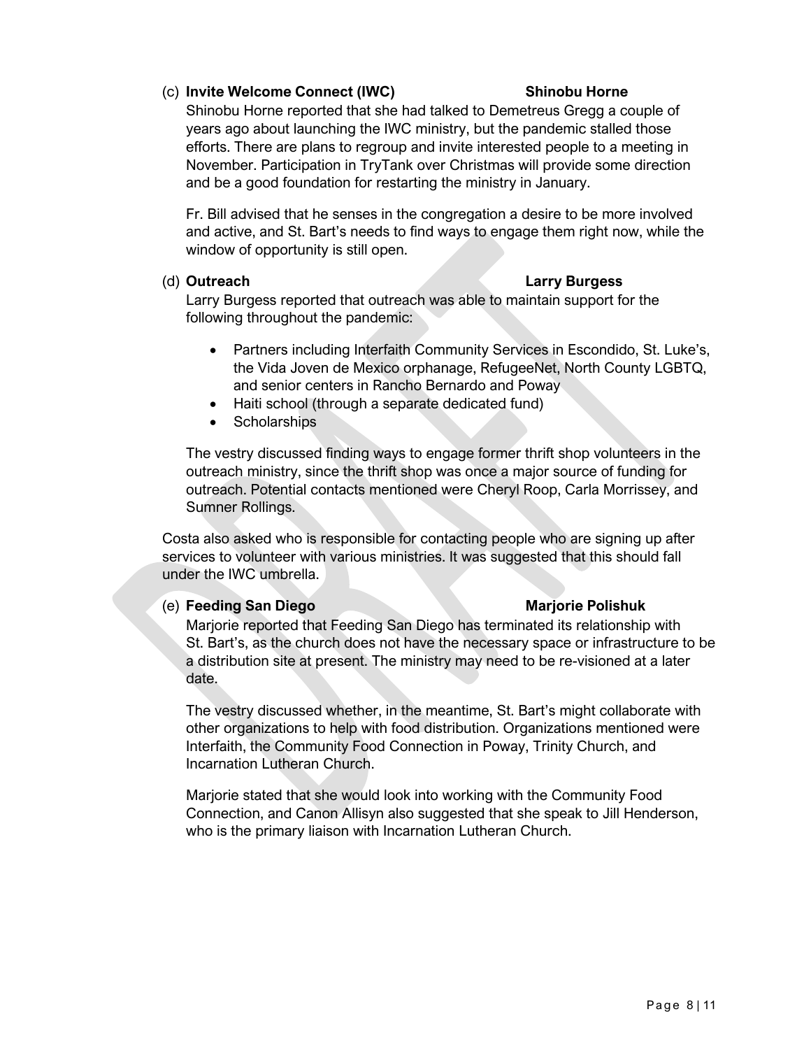(c) **Invite Welcome Connect (IWC)** **Shinobu Horne**

Shinobu Horne reported that she had talked to Demetreus Gregg a couple of years ago about launching the IWC ministry, but the pandemic stalled those efforts. There are plans to regroup and invite interested people to a meeting in November. Participation in TryTank over Christmas will provide some direction and be a good foundation for restarting the ministry in January.

Fr. Bill advised that he senses in the congregation a desire to be more involved and active, and St. Bart's needs to find ways to engage them right now, while the window of opportunity is still open.

(d) **Outreach** **Larry Burgess**

Larry Burgess reported that outreach was able to maintain support for the following throughout the pandemic:

- Partners including Interfaith Community Services in Escondido, St. Luke's, the Vida Joven de Mexico orphanage, RefugeeNet, North County LGBTQ, and senior centers in Rancho Bernardo and Poway
- Haiti school (through a separate dedicated fund)
- Scholarships

The vestry discussed finding ways to engage former thrift shop volunteers in the outreach ministry, since the thrift shop was once a major source of funding for outreach. Potential contacts mentioned were Cheryl Roop, Carla Morrissey, and Sumner Rollings.

Costa also asked who is responsible for contacting people who are signing up after services to volunteer with various ministries. It was suggested that this should fall under the IWC umbrella.

(e) **Feeding San Diego** **Marjorie Polishuk**

Marjorie reported that Feeding San Diego has terminated its relationship with St. Bart's, as the church does not have the necessary space or infrastructure to be a distribution site at present. The ministry may need to be re-visioned at a later date.

The vestry discussed whether, in the meantime, St. Bart's might collaborate with other organizations to help with food distribution. Organizations mentioned were Interfaith, the Community Food Connection in Poway, Trinity Church, and Incarnation Lutheran Church.

Marjorie stated that she would look into working with the Community Food Connection, and Canon Allisyn also suggested that she speak to Jill Henderson, who is the primary liaison with Incarnation Lutheran Church.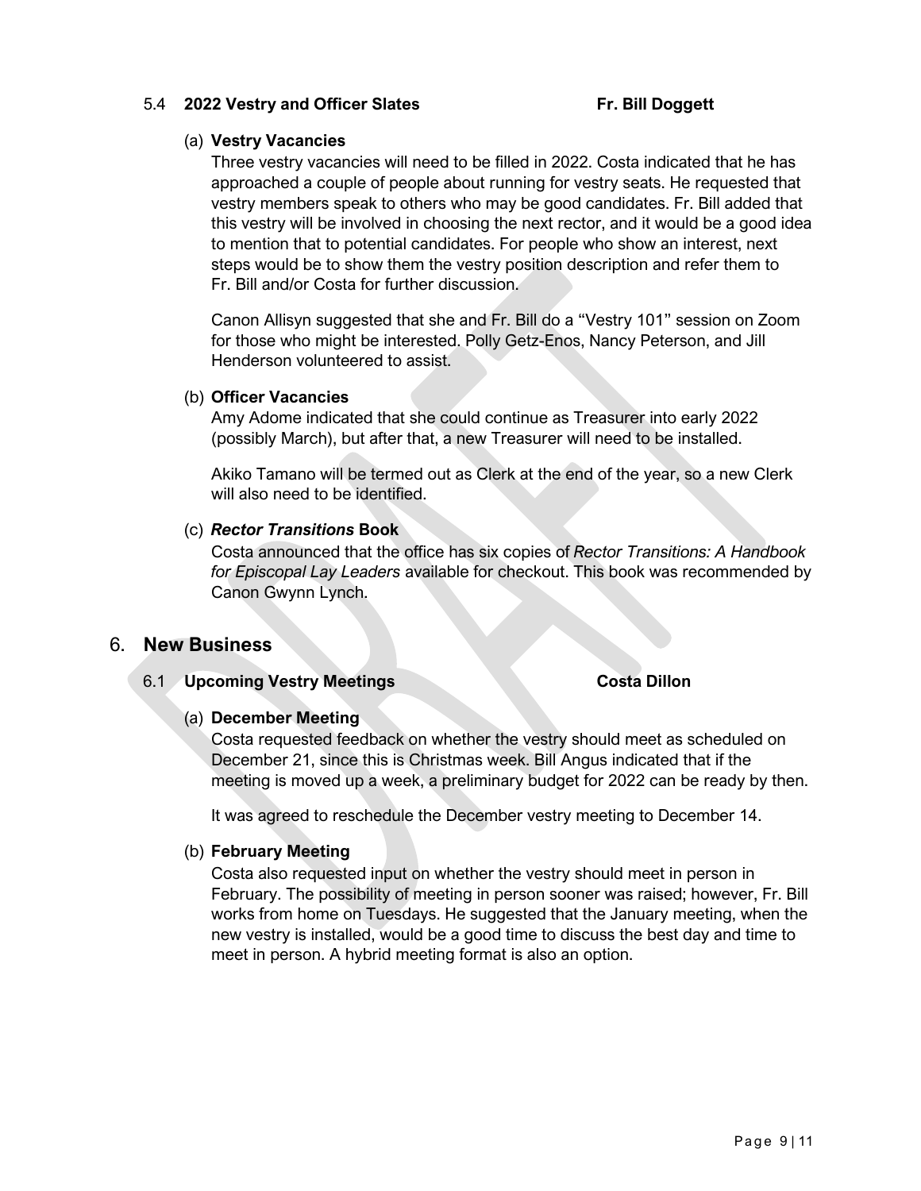5.4 **2022 Vestry and Officer Slates** **Fr. Bill Doggett**

(a) **Vestry Vacancies**

Three vestry vacancies will need to be filled in 2022. Costa indicated that he has approached a couple of people about running for vestry seats. He requested that vestry members speak to others who may be good candidates. Fr. Bill added that this vestry will be involved in choosing the next rector, and it would be a good idea to mention that to potential candidates. For people who show an interest, next steps would be to show them the vestry position description and refer them to Fr. Bill and/or Costa for further discussion.

Canon Allisyn suggested that she and Fr. Bill do a "Vestry 101" session on Zoom for those who might be interested. Polly Getz-Enos, Nancy Peterson, and Jill Henderson volunteered to assist.

(b) **Officer Vacancies**

Amy Adome indicated that she could continue as Treasurer into early 2022 (possibly March), but after that, a new Treasurer will need to be installed.

Akiko Tamano will be termed out as Clerk at the end of the year, so a new Clerk will also need to be identified.

(c) ***Rector Transitions* Book**

Costa announced that the office has six copies of *Rector Transitions: A Handbook for Episcopal Lay Leaders* available for checkout. This book was recommended by Canon Gwynn Lynch.

## 6. New Business

6.1 **Upcoming Vestry Meetings** **Costa Dillon**

(a) **December Meeting**

Costa requested feedback on whether the vestry should meet as scheduled on December 21, since this is Christmas week. Bill Angus indicated that if the meeting is moved up a week, a preliminary budget for 2022 can be ready by then.

It was agreed to reschedule the December vestry meeting to December 14.

(b) **February Meeting**

Costa also requested input on whether the vestry should meet in person in February. The possibility of meeting in person sooner was raised; however, Fr. Bill works from home on Tuesdays. He suggested that the January meeting, when the new vestry is installed, would be a good time to discuss the best day and time to meet in person. A hybrid meeting format is also an option.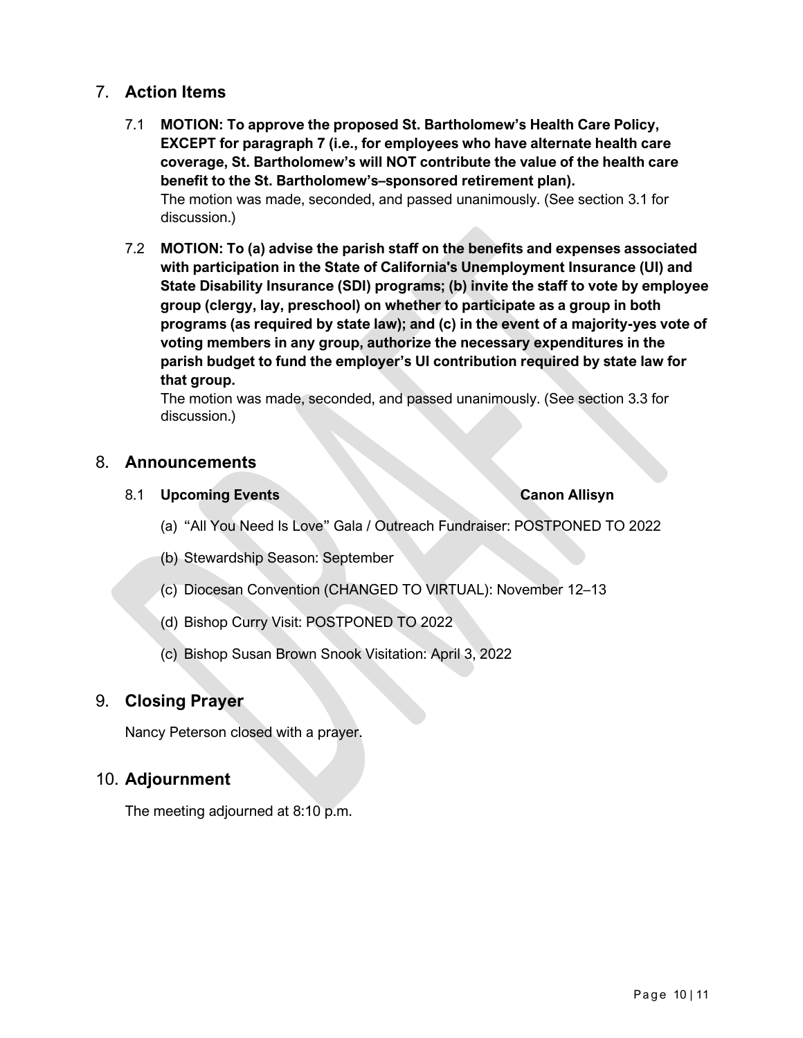## 7. Action Items

7.1 **MOTION: To approve the proposed St. Bartholomew's Health Care Policy, EXCEPT for paragraph 7 (i.e., for employees who have alternate health care coverage, St. Bartholomew's will NOT contribute the value of the health care benefit to the St. Bartholomew's–sponsored retirement plan).**
The motion was made, seconded, and passed unanimously. (See section 3.1 for discussion.)

7.2 **MOTION: To (a) advise the parish staff on the benefits and expenses associated with participation in the State of California's Unemployment Insurance (UI) and State Disability Insurance (SDI) programs; (b) invite the staff to vote by employee group (clergy, lay, preschool) on whether to participate as a group in both programs (as required by state law); and (c) in the event of a majority-yes vote of voting members in any group, authorize the necessary expenditures in the parish budget to fund the employer's UI contribution required by state law for that group.**
The motion was made, seconded, and passed unanimously. (See section 3.3 for discussion.)

## 8. Announcements

8.1 **Upcoming Events** **Canon Allisyn**

(a) "All You Need Is Love" Gala / Outreach Fundraiser: POSTPONED TO 2022

(b) Stewardship Season: September

(c) Diocesan Convention (CHANGED TO VIRTUAL): November 12–13

(d) Bishop Curry Visit: POSTPONED TO 2022

(c) Bishop Susan Brown Snook Visitation: April 3, 2022

## 9. Closing Prayer

Nancy Peterson closed with a prayer.

## 10. Adjournment

The meeting adjourned at 8:10 p.m.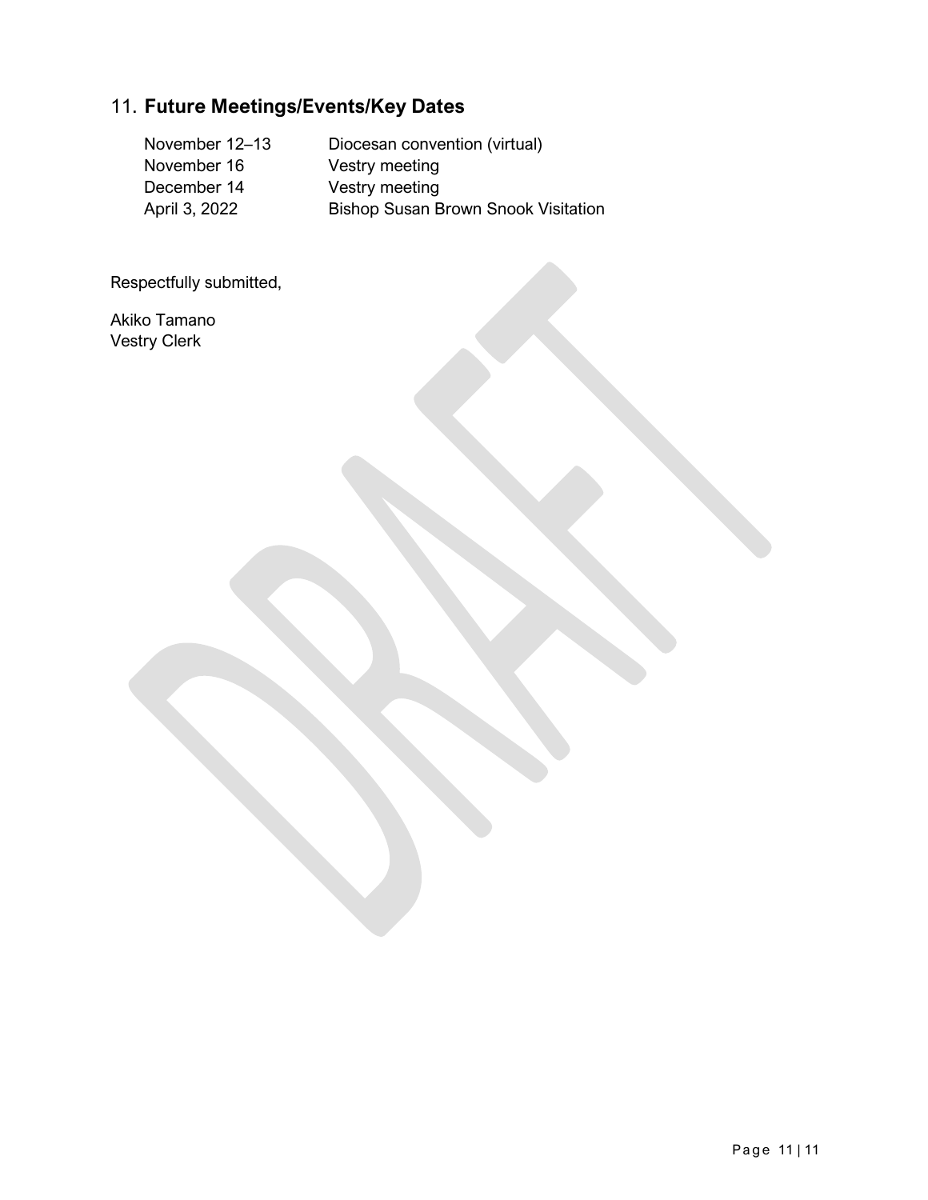## 11. **Future Meetings/Events/Key Dates**

| | |
|---|---|
| November 12–13 | Diocesan convention (virtual) |
| November 16 | Vestry meeting |
| December 14 | Vestry meeting |
| April 3, 2022 | Bishop Susan Brown Snook Visitation |

Respectfully submitted,

Akiko Tamano
Vestry Clerk